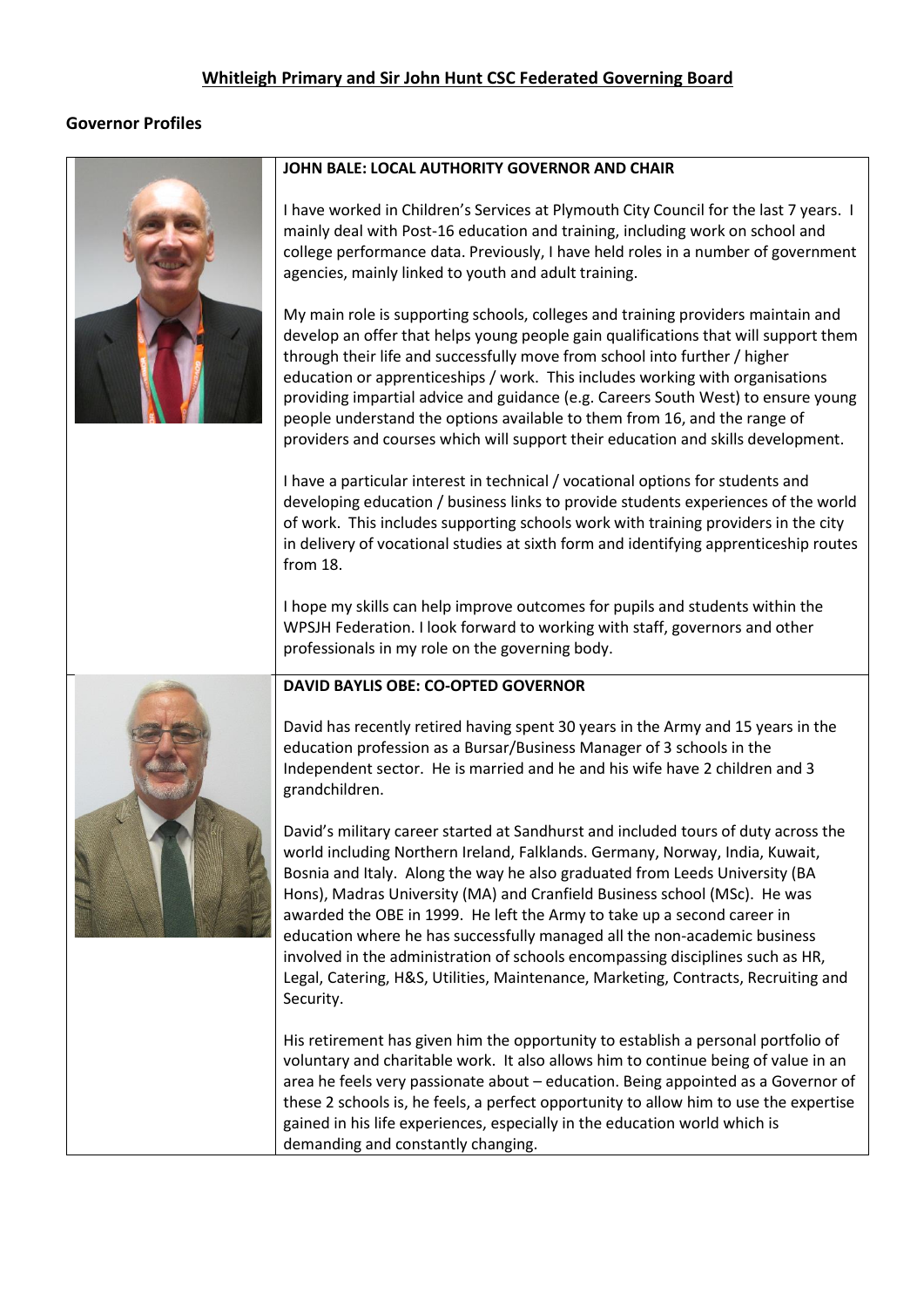# Whitleigh Primary and Sir John Hunt CSC Federated Governing Board

## Governor Profiles

### JOHN BALE: LOCAL AUTHORITY GOVERNOR AND CHAIR

I have worked in Children's Services at Plymouth City Council for the last 7 years. I mainly deal with Post-16 education and training, including work on school and college performance data. Previously, I have held roles in a number of government agencies, mainly linked to youth and adult training.

My main role is supporting schools, colleges and training providers maintain and develop an offer that helps young people gain qualifications that will support them through their life and successfully move from school into further / higher education or apprenticeships / work. This includes working with organisations providing impartial advice and guidance (e.g. Careers South West) to ensure young people understand the options available to them from 16, and the range of providers and courses which will support their education and skills development.

I have a particular interest in technical / vocational options for students and developing education / business links to provide students experiences of the world of work. This includes supporting schools work with training providers in the city in delivery of vocational studies at sixth form and identifying apprenticeship routes from 18.

I hope my skills can help improve outcomes for pupils and students within the WPSJH Federation. I look forward to working with staff, governors and other professionals in my role on the governing body.

### DAVID BAYLIS OBE: CO-OPTED GOVERNOR

David has recently retired having spent 30 years in the Army and 15 years in the education profession as a Bursar/Business Manager of 3 schools in the Independent sector. He is married and he and his wife have 2 children and 3 grandchildren.

David's military career started at Sandhurst and included tours of duty across the world including Northern Ireland, Falklands. Germany, Norway, India, Kuwait, Bosnia and Italy. Along the way he also graduated from Leeds University (BA Hons), Madras University (MA) and Cranfield Business school (MSc). He was awarded the OBE in 1999. He left the Army to take up a second career in education where he has successfully managed all the non-academic business involved in the administration of schools encompassing disciplines such as HR, Legal, Catering, H&S, Utilities, Maintenance, Marketing, Contracts, Recruiting and Security.

His retirement has given him the opportunity to establish a personal portfolio of voluntary and charitable work. It also allows him to continue being of value in an area he feels very passionate about – education. Being appointed as a Governor of these 2 schools is, he feels, a perfect opportunity to allow him to use the expertise gained in his life experiences, especially in the education world which is demanding and constantly changing.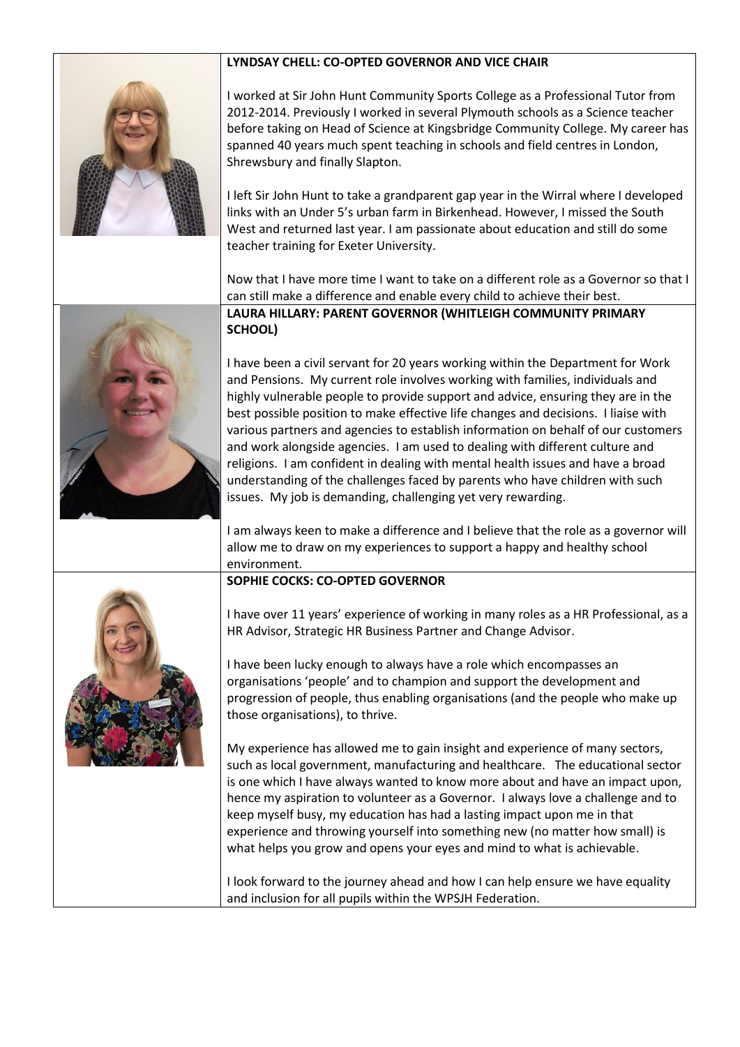**LYNDSAY CHELL: CO-OPTED GOVERNOR AND VICE CHAIR**

I worked at Sir John Hunt Community Sports College as a Professional Tutor from 2012-2014. Previously I worked in several Plymouth schools as a Science teacher before taking on Head of Science at Kingsbridge Community College. My career has spanned 40 years much spent teaching in schools and field centres in London, Shrewsbury and finally Slapton.

I left Sir John Hunt to take a grandparent gap year in the Wirral where I developed links with an Under 5's urban farm in Birkenhead. However, I missed the South West and returned last year. I am passionate about education and still do some teacher training for Exeter University.

Now that I have more time I want to take on a different role as a Governor so that I can still make a difference and enable every child to achieve their best.

**LAURA HILLARY: PARENT GOVERNOR (WHITLEIGH COMMUNITY PRIMARY SCHOOL)**

I have been a civil servant for 20 years working within the Department for Work and Pensions. My current role involves working with families, individuals and highly vulnerable people to provide support and advice, ensuring they are in the best possible position to make effective life changes and decisions. I liaise with various partners and agencies to establish information on behalf of our customers and work alongside agencies. I am used to dealing with different culture and religions. I am confident in dealing with mental health issues and have a broad understanding of the challenges faced by parents who have children with such issues. My job is demanding, challenging yet very rewarding.

I am always keen to make a difference and I believe that the role as a governor will allow me to draw on my experiences to support a happy and healthy school environment.

**SOPHIE COCKS: CO-OPTED GOVERNOR**

I have over 11 years' experience of working in many roles as a HR Professional, as a HR Advisor, Strategic HR Business Partner and Change Advisor.

I have been lucky enough to always have a role which encompasses an organisations 'people' and to champion and support the development and progression of people, thus enabling organisations (and the people who make up those organisations), to thrive.

My experience has allowed me to gain insight and experience of many sectors, such as local government, manufacturing and healthcare. The educational sector is one which I have always wanted to know more about and have an impact upon, hence my aspiration to volunteer as a Governor. I always love a challenge and to keep myself busy, my education has had a lasting impact upon me in that experience and throwing yourself into something new (no matter how small) is what helps you grow and opens your eyes and mind to what is achievable.

I look forward to the journey ahead and how I can help ensure we have equality and inclusion for all pupils within the WPSJH Federation.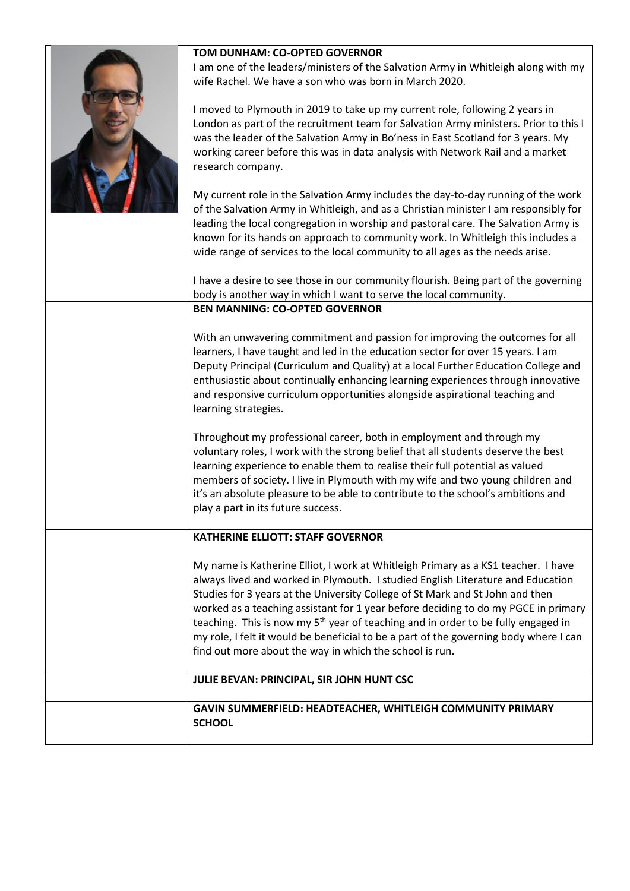**TOM DUNHAM: CO-OPTED GOVERNOR**

I am one of the leaders/ministers of the Salvation Army in Whitleigh along with my wife Rachel. We have a son who was born in March 2020.

I moved to Plymouth in 2019 to take up my current role, following 2 years in London as part of the recruitment team for Salvation Army ministers. Prior to this I was the leader of the Salvation Army in Bo'ness in East Scotland for 3 years. My working career before this was in data analysis with Network Rail and a market research company.

My current role in the Salvation Army includes the day-to-day running of the work of the Salvation Army in Whitleigh, and as a Christian minister I am responsibly for leading the local congregation in worship and pastoral care. The Salvation Army is known for its hands on approach to community work. In Whitleigh this includes a wide range of services to the local community to all ages as the needs arise.

I have a desire to see those in our community flourish. Being part of the governing body is another way in which I want to serve the local community.

**BEN MANNING: CO-OPTED GOVERNOR**

With an unwavering commitment and passion for improving the outcomes for all learners, I have taught and led in the education sector for over 15 years. I am Deputy Principal (Curriculum and Quality) at a local Further Education College and enthusiastic about continually enhancing learning experiences through innovative and responsive curriculum opportunities alongside aspirational teaching and learning strategies.

Throughout my professional career, both in employment and through my voluntary roles, I work with the strong belief that all students deserve the best learning experience to enable them to realise their full potential as valued members of society. I live in Plymouth with my wife and two young children and it's an absolute pleasure to be able to contribute to the school's ambitions and play a part in its future success.

**KATHERINE ELLIOTT: STAFF GOVERNOR**

My name is Katherine Elliot, I work at Whitleigh Primary as a KS1 teacher. I have always lived and worked in Plymouth. I studied English Literature and Education Studies for 3 years at the University College of St Mark and St John and then worked as a teaching assistant for 1 year before deciding to do my PGCE in primary teaching. This is now my 5th year of teaching and in order to be fully engaged in my role, I felt it would be beneficial to be a part of the governing body where I can find out more about the way in which the school is run.

**JULIE BEVAN: PRINCIPAL, SIR JOHN HUNT CSC**

**GAVIN SUMMERFIELD: HEADTEACHER, WHITLEIGH COMMUNITY PRIMARY SCHOOL**